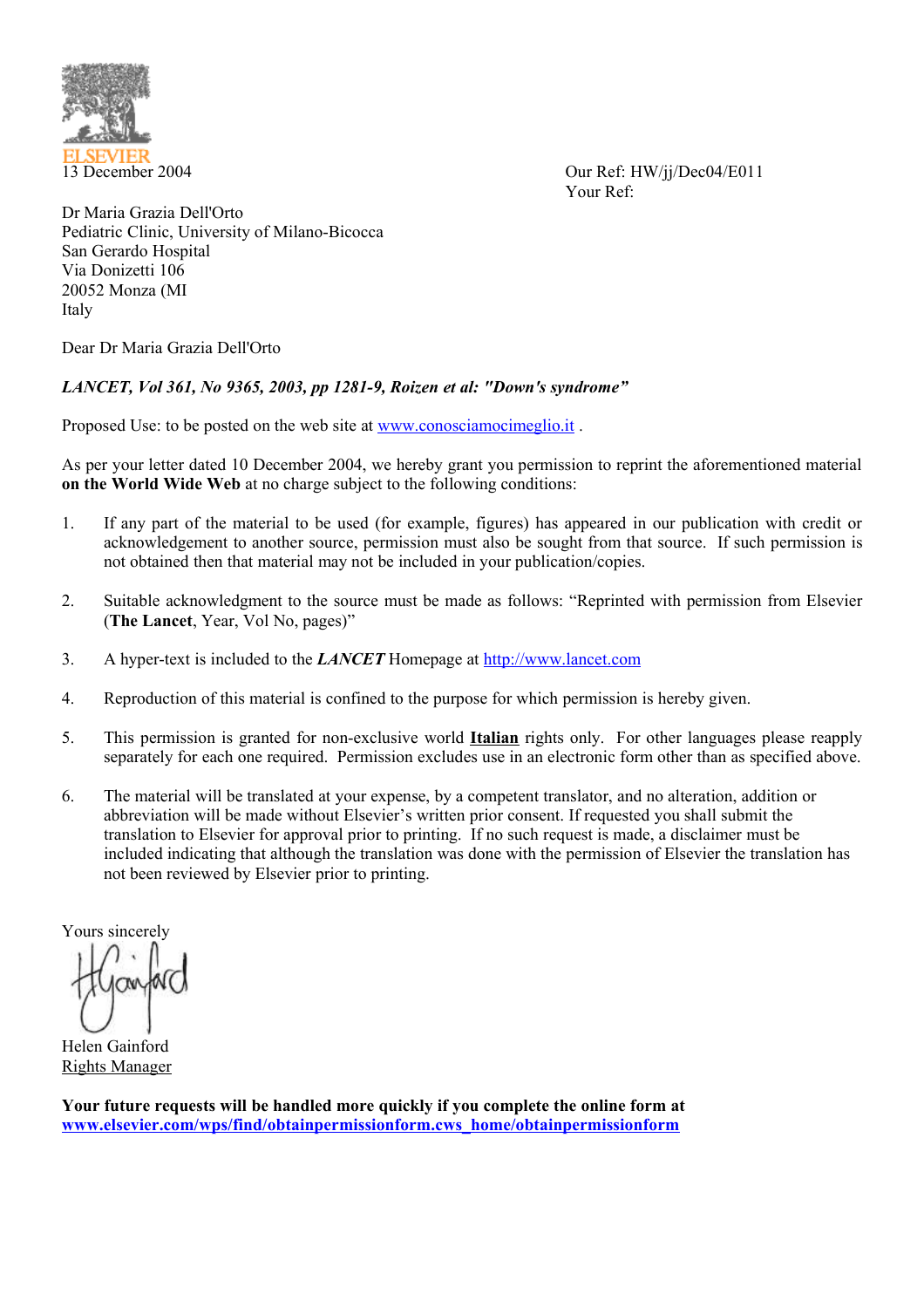ELSEVIER

13 December 2004

Our Ref: HW/jj/Dec04/E011
Your Ref:

Dr Maria Grazia Dell'Orto
Pediatric Clinic, University of Milano-Bicocca
San Gerardo Hospital
Via Donizetti 106
20052 Monza (MI
Italy

Dear Dr Maria Grazia Dell'Orto

***LANCET, Vol 361, No 9365, 2003, pp 1281-9, Roizen et al: "Down's syndrome"***

Proposed Use: to be posted on the web site at www.conosciamocimeglio.it .

As per your letter dated 10 December 2004, we hereby grant you permission to reprint the aforementioned material **on the World Wide Web** at no charge subject to the following conditions:

1. If any part of the material to be used (for example, figures) has appeared in our publication with credit or acknowledgement to another source, permission must also be sought from that source. If such permission is not obtained then that material may not be included in your publication/copies.

2. Suitable acknowledgment to the source must be made as follows: "Reprinted with permission from Elsevier (**The Lancet**, Year, Vol No, pages)"

3. A hyper-text is included to the ***LANCET*** Homepage at http://www.lancet.com

4. Reproduction of this material is confined to the purpose for which permission is hereby given.

5. This permission is granted for non-exclusive world **Italian** rights only. For other languages please reapply separately for each one required. Permission excludes use in an electronic form other than as specified above.

6. The material will be translated at your expense, by a competent translator, and no alteration, addition or abbreviation will be made without Elsevier's written prior consent. If requested you shall submit the translation to Elsevier for approval prior to printing. If no such request is made, a disclaimer must be included indicating that although the translation was done with the permission of Elsevier the translation has not been reviewed by Elsevier prior to printing.

Yours sincerely

H Gainford

Helen Gainford
Rights Manager

**Your future requests will be handled more quickly if you complete the online form at www.elsevier.com/wps/find/obtainpermissionform.cws_home/obtainpermissionform**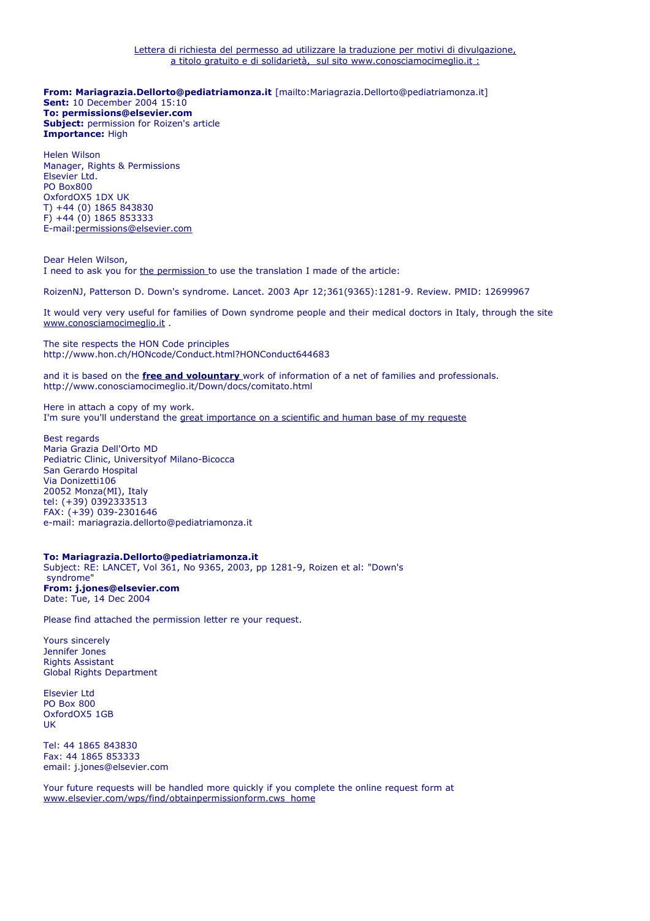Lettera di richiesta del permesso ad utilizzare la traduzione per motivi di divulgazione, a titolo gratuito e di solidarietà, sul sito www.conosciamocimeglio.it :

**From: Mariagrazia.Dellorto@pediatriamonza.it** [mailto:Mariagrazia.Dellorto@pediatriamonza.it]
**Sent:** 10 December 2004 15:10
**To: permissions@elsevier.com**
**Subject:** permission for Roizen's article
**Importance:** High

Helen Wilson
Manager, Rights & Permissions
Elsevier Ltd.
PO Box800
OxfordOX5 1DX UK
T) +44 (0) 1865 843830
F) +44 (0) 1865 853333
E-mail:permissions@elsevier.com

Dear Helen Wilson,
I need to ask you for the permission to use the translation I made of the article:

RoizenNJ, Patterson D. Down's syndrome. Lancet. 2003 Apr 12;361(9365):1281-9. Review. PMID: 12699967

It would very very useful for families of Down syndrome people and their medical doctors in Italy, through the site www.conosciamocimeglio.it .

The site respects the HON Code principles
http://www.hon.ch/HONcode/Conduct.html?HONConduct644683

and it is based on the **free and volountary** work of information of a net of families and professionals.
http://www.conosciamocimeglio.it/Down/docs/comitato.html

Here in attach a copy of my work.
I'm sure you'll understand the great importance on a scientific and human base of my requeste

Best regards
Maria Grazia Dell'Orto MD
Pediatric Clinic, Universityof Milano-Bicocca
San Gerardo Hospital
Via Donizetti106
20052 Monza(MI), Italy
tel: (+39) 0392333513
FAX: (+39) 039-2301646
e-mail: mariagrazia.dellorto@pediatriamonza.it

**To: Mariagrazia.Dellorto@pediatriamonza.it**
Subject: RE: LANCET, Vol 361, No 9365, 2003, pp 1281-9, Roizen et al: "Down's syndrome"
**From: j.jones@elsevier.com**
Date: Tue, 14 Dec 2004

Please find attached the permission letter re your request.

Yours sincerely
Jennifer Jones
Rights Assistant
Global Rights Department

Elsevier Ltd
PO Box 800
OxfordOX5 1GB
UK

Tel: 44 1865 843830
Fax: 44 1865 853333
email: j.jones@elsevier.com

Your future requests will be handled more quickly if you complete the online request form at www.elsevier.com/wps/find/obtainpermissionform.cws_home